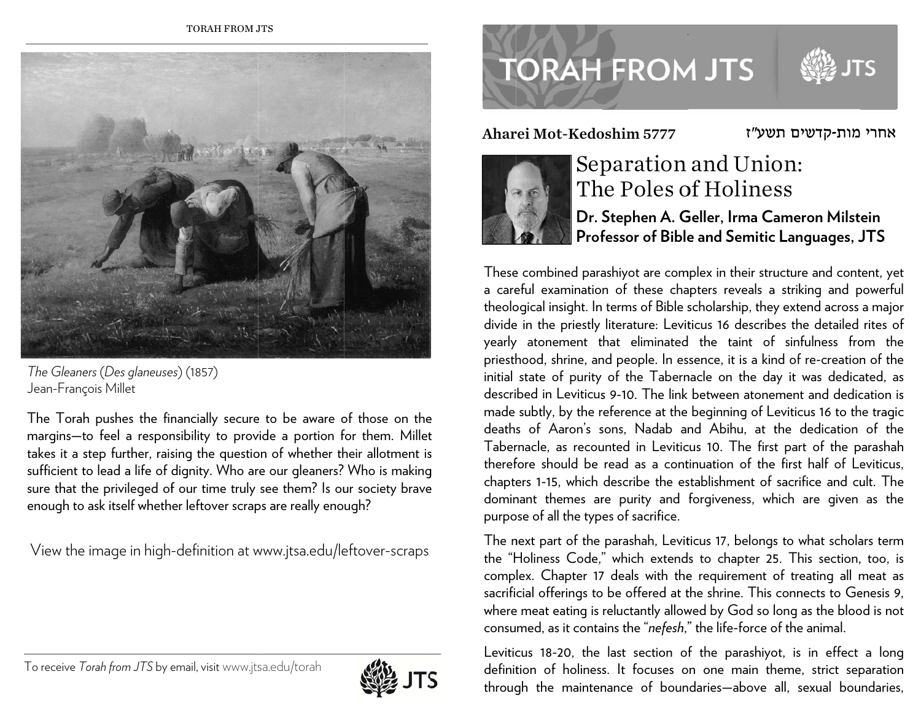*The Gleaners* (*Des glaneuses*) (1857)
Jean-François Millet

The Torah pushes the financially secure to be aware of those on the margins—to feel a responsibility to provide a portion for them. Millet takes it a step further, raising the question of whether their allotment is sufficient to lead a life of dignity. Who are our gleaners? Who is making sure that the privileged of our time truly see them? Is our society brave enough to ask itself whether leftover scraps are really enough?

View the image in high-definition at www.jtsa.edu/leftover-scraps

To receive *Torah from JTS* by email, visit www.jtsa.edu/torah

# TORAH FROM JTS

**Aharei Mot-Kedoshim 5777** אחרי מות-קדשים תשע"ז

## Separation and Union: The Poles of Holiness

**Dr. Stephen A. Geller, Irma Cameron Milstein Professor of Bible and Semitic Languages, JTS**

These combined parashiyot are complex in their structure and content, yet a careful examination of these chapters reveals a striking and powerful theological insight. In terms of Bible scholarship, they extend across a major divide in the priestly literature: Leviticus 16 describes the detailed rites of yearly atonement that eliminated the taint of sinfulness from the priesthood, shrine, and people. In essence, it is a kind of re-creation of the initial state of purity of the Tabernacle on the day it was dedicated, as described in Leviticus 9-10. The link between atonement and dedication is made subtly, by the reference at the beginning of Leviticus 16 to the tragic deaths of Aaron's sons, Nadab and Abihu, at the dedication of the Tabernacle, as recounted in Leviticus 10. The first part of the parashah therefore should be read as a continuation of the first half of Leviticus, chapters 1-15, which describe the establishment of sacrifice and cult. The dominant themes are purity and forgiveness, which are given as the purpose of all the types of sacrifice.

The next part of the parashah, Leviticus 17, belongs to what scholars term the "Holiness Code," which extends to chapter 25. This section, too, is complex. Chapter 17 deals with the requirement of treating all meat as sacrificial offerings to be offered at the shrine. This connects to Genesis 9, where meat eating is reluctantly allowed by God so long as the blood is not consumed, as it contains the "*nefesh*," the life-force of the animal.

Leviticus 18-20, the last section of the parashiyot, is in effect a long definition of holiness. It focuses on one main theme, strict separation through the maintenance of boundaries—above all, sexual boundaries,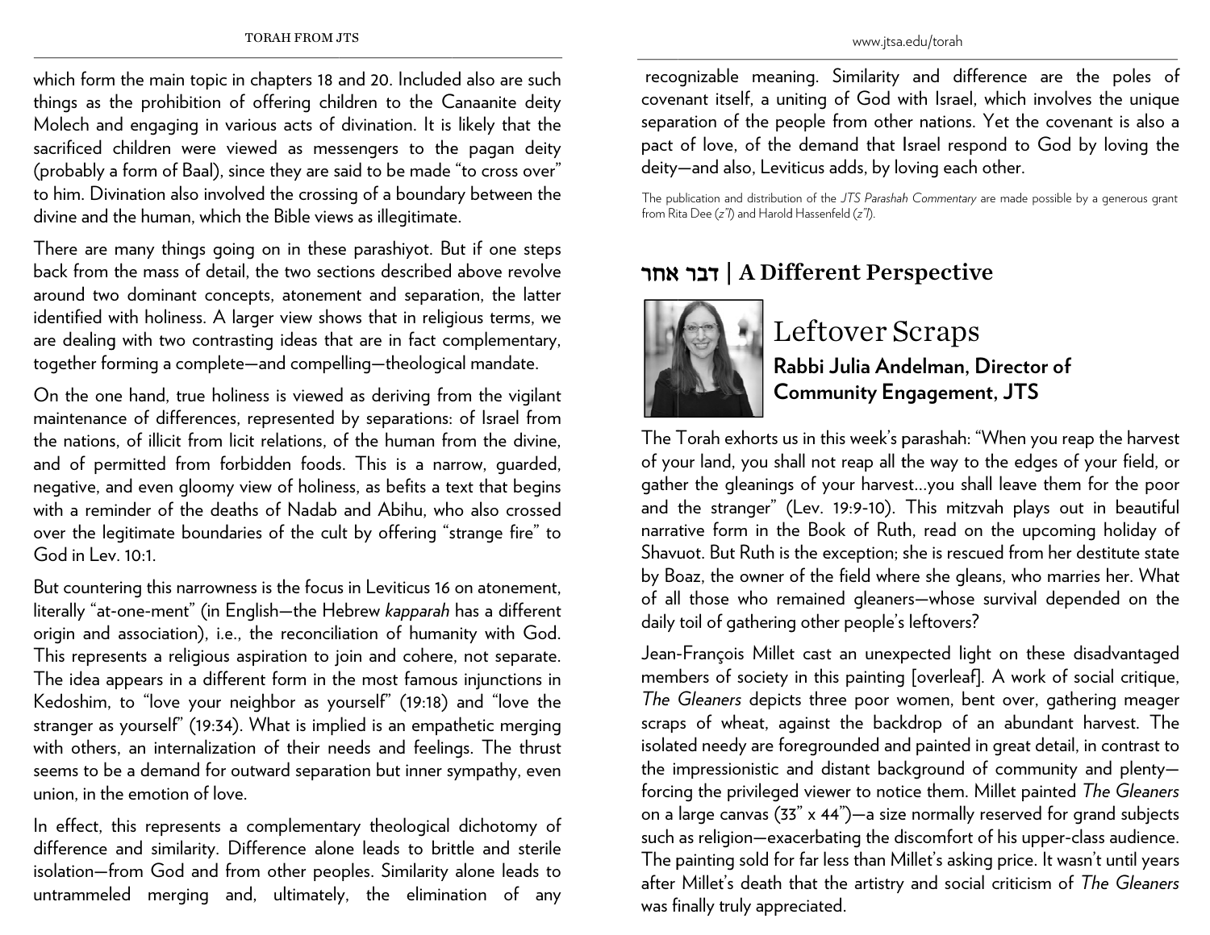which form the main topic in chapters 18 and 20. Included also are such things as the prohibition of offering children to the Canaanite deity Molech and engaging in various acts of divination. It is likely that the sacrificed children were viewed as messengers to the pagan deity (probably a form of Baal), since they are said to be made "to cross over" to him. Divination also involved the crossing of a boundary between the divine and the human, which the Bible views as illegitimate.

There are many things going on in these parashiyot. But if one steps back from the mass of detail, the two sections described above revolve around two dominant concepts, atonement and separation, the latter identified with holiness. A larger view shows that in religious terms, we are dealing with two contrasting ideas that are in fact complementary, together forming a complete—and compelling—theological mandate.

On the one hand, true holiness is viewed as deriving from the vigilant maintenance of differences, represented by separations: of Israel from the nations, of illicit from licit relations, of the human from the divine, and of permitted from forbidden foods. This is a narrow, guarded, negative, and even gloomy view of holiness, as befits a text that begins with a reminder of the deaths of Nadab and Abihu, who also crossed over the legitimate boundaries of the cult by offering "strange fire" to God in Lev. 10:1.

But countering this narrowness is the focus in Leviticus 16 on atonement, literally "at-one-ment" (in English—the Hebrew *kapparah* has a different origin and association), i.e., the reconciliation of humanity with God. This represents a religious aspiration to join and cohere, not separate. The idea appears in a different form in the most famous injunctions in Kedoshim, to "love your neighbor as yourself" (19:18) and "love the stranger as yourself" (19:34). What is implied is an empathetic merging with others, an internalization of their needs and feelings. The thrust seems to be a demand for outward separation but inner sympathy, even union, in the emotion of love.

In effect, this represents a complementary theological dichotomy of difference and similarity. Difference alone leads to brittle and sterile isolation—from God and from other peoples. Similarity alone leads to untrammeled merging and, ultimately, the elimination of any recognizable meaning. Similarity and difference are the poles of covenant itself, a uniting of God with Israel, which involves the unique separation of the people from other nations. Yet the covenant is also a pact of love, of the demand that Israel respond to God by loving the deity—and also, Leviticus adds, by loving each other.

The publication and distribution of the *JTS Parashah Commentary* are made possible by a generous grant from Rita Dee (*z"l*) and Harold Hassenfeld (*z"l*).

## דבר אחר | A Different Perspective

# Leftover Scraps

**Rabbi Julia Andelman, Director of Community Engagement, JTS**

The Torah exhorts us in this week's parashah: "When you reap the harvest of your land, you shall not reap all the way to the edges of your field, or gather the gleanings of your harvest…you shall leave them for the poor and the stranger" (Lev. 19:9-10). This mitzvah plays out in beautiful narrative form in the Book of Ruth, read on the upcoming holiday of Shavuot. But Ruth is the exception; she is rescued from her destitute state by Boaz, the owner of the field where she gleans, who marries her. What of all those who remained gleaners—whose survival depended on the daily toil of gathering other people's leftovers?

Jean-François Millet cast an unexpected light on these disadvantaged members of society in this painting [overleaf]. A work of social critique, *The Gleaners* depicts three poor women, bent over, gathering meager scraps of wheat, against the backdrop of an abundant harvest. The isolated needy are foregrounded and painted in great detail, in contrast to the impressionistic and distant background of community and plenty—forcing the privileged viewer to notice them. Millet painted *The Gleaners* on a large canvas (33" x 44")—a size normally reserved for grand subjects such as religion—exacerbating the discomfort of his upper-class audience. The painting sold for far less than Millet's asking price. It wasn't until years after Millet's death that the artistry and social criticism of *The Gleaners* was finally truly appreciated.